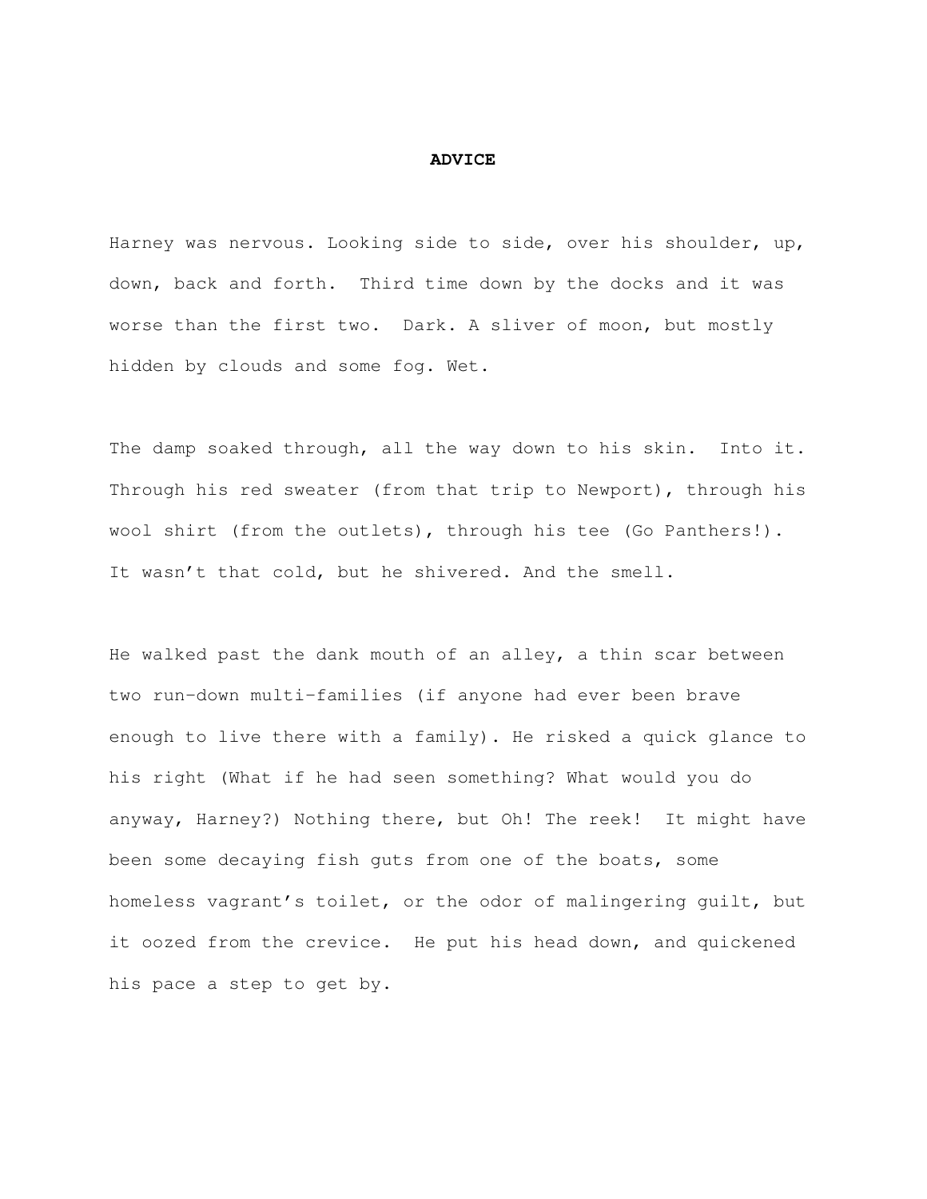# ADVICE

Harney was nervous. Looking side to side, over his shoulder, up, down, back and forth. Third time down by the docks and it was worse than the first two. Dark. A sliver of moon, but mostly hidden by clouds and some fog. Wet.

The damp soaked through, all the way down to his skin. Into it. Through his red sweater (from that trip to Newport), through his wool shirt (from the outlets), through his tee (Go Panthers!). It wasn't that cold, but he shivered. And the smell.

He walked past the dank mouth of an alley, a thin scar between two run-down multi-families (if anyone had ever been brave enough to live there with a family). He risked a quick glance to his right (What if he had seen something? What would you do anyway, Harney?) Nothing there, but Oh! The reek! It might have been some decaying fish guts from one of the boats, some homeless vagrant's toilet, or the odor of malingering guilt, but it oozed from the crevice. He put his head down, and quickened his pace a step to get by.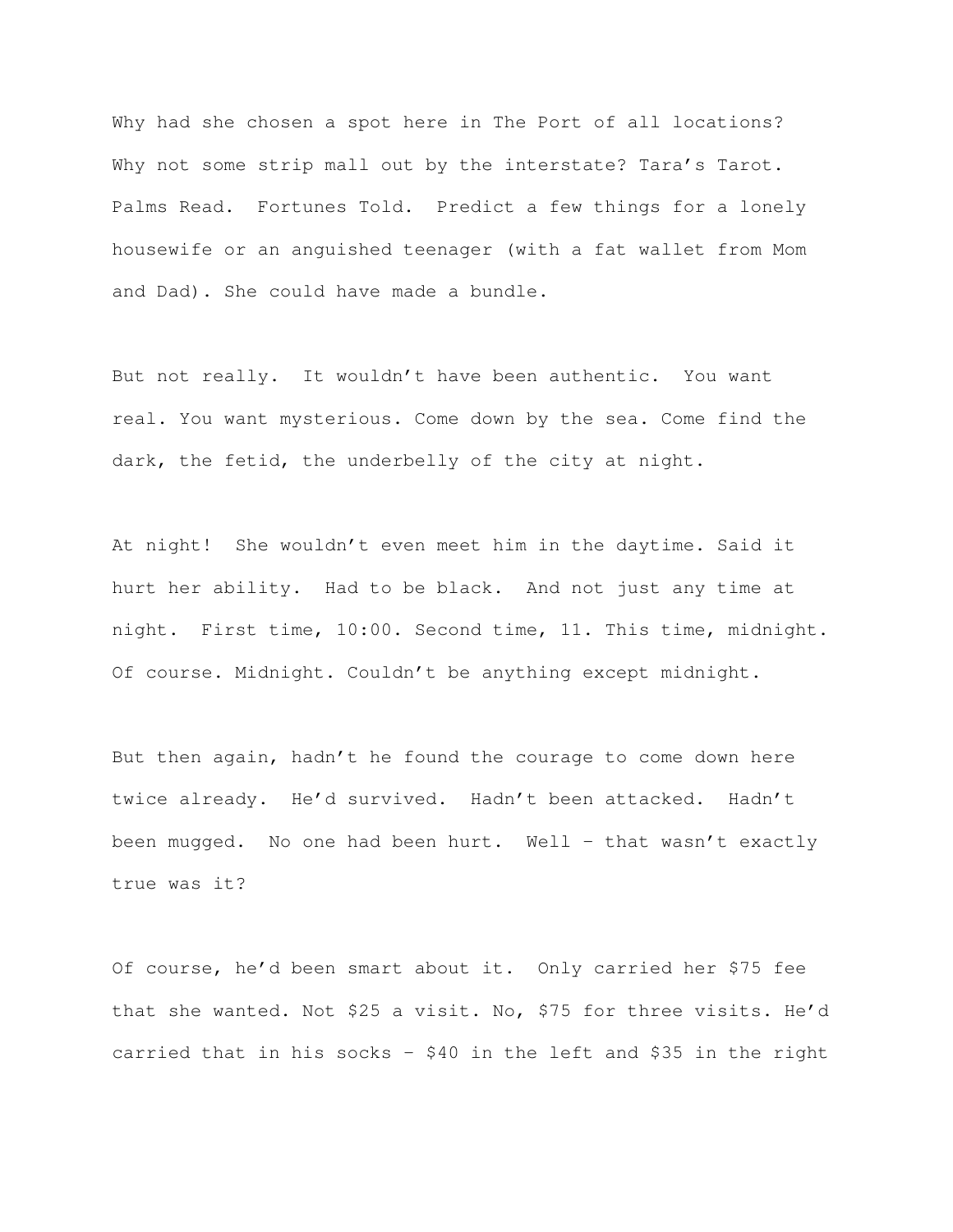Why had she chosen a spot here in The Port of all locations? Why not some strip mall out by the interstate? Tara's Tarot. Palms Read. Fortunes Told. Predict a few things for a lonely housewife or an anguished teenager (with a fat wallet from Mom and Dad). She could have made a bundle.

But not really. It wouldn't have been authentic. You want real. You want mysterious. Come down by the sea. Come find the dark, the fetid, the underbelly of the city at night.

At night! She wouldn't even meet him in the daytime. Said it hurt her ability. Had to be black. And not just any time at night. First time, 10:00. Second time, 11. This time, midnight. Of course. Midnight. Couldn't be anything except midnight.

But then again, hadn't he found the courage to come down here twice already. He'd survived. Hadn't been attacked. Hadn't been mugged. No one had been hurt. Well – that wasn't exactly true was it?

Of course, he'd been smart about it. Only carried her $75 fee that she wanted. Not $25 a visit. No, $75 for three visits. He'd carried that in his socks – $40 in the left and $35 in the right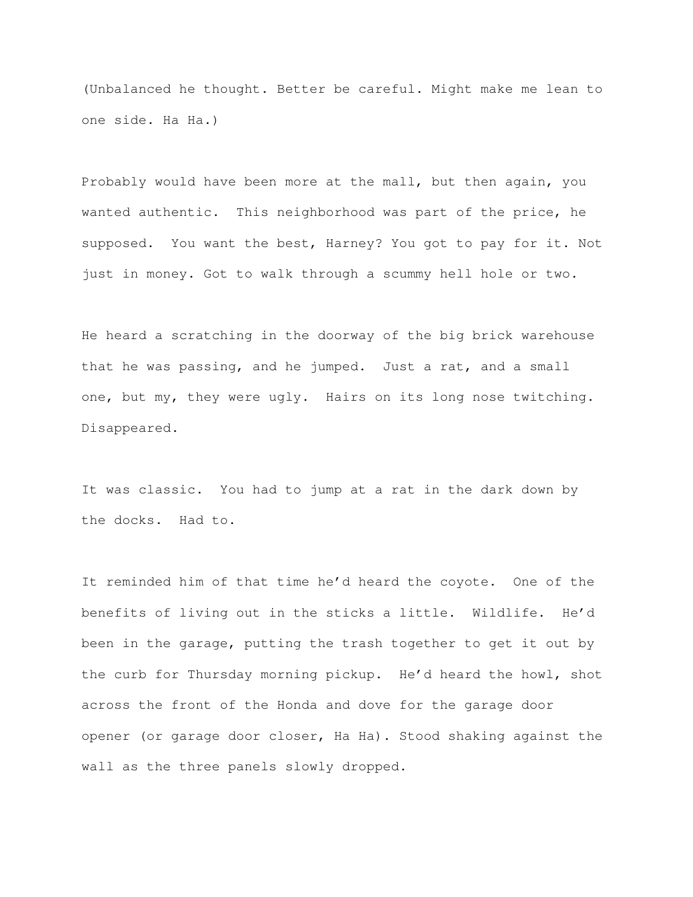(Unbalanced he thought. Better be careful. Might make me lean to one side. Ha Ha.)

Probably would have been more at the mall, but then again, you wanted authentic. This neighborhood was part of the price, he supposed. You want the best, Harney? You got to pay for it. Not just in money. Got to walk through a scummy hell hole or two.

He heard a scratching in the doorway of the big brick warehouse that he was passing, and he jumped. Just a rat, and a small one, but my, they were ugly. Hairs on its long nose twitching. Disappeared.

It was classic. You had to jump at a rat in the dark down by the docks. Had to.

It reminded him of that time he'd heard the coyote. One of the benefits of living out in the sticks a little. Wildlife. He'd been in the garage, putting the trash together to get it out by the curb for Thursday morning pickup. He'd heard the howl, shot across the front of the Honda and dove for the garage door opener (or garage door closer, Ha Ha). Stood shaking against the wall as the three panels slowly dropped.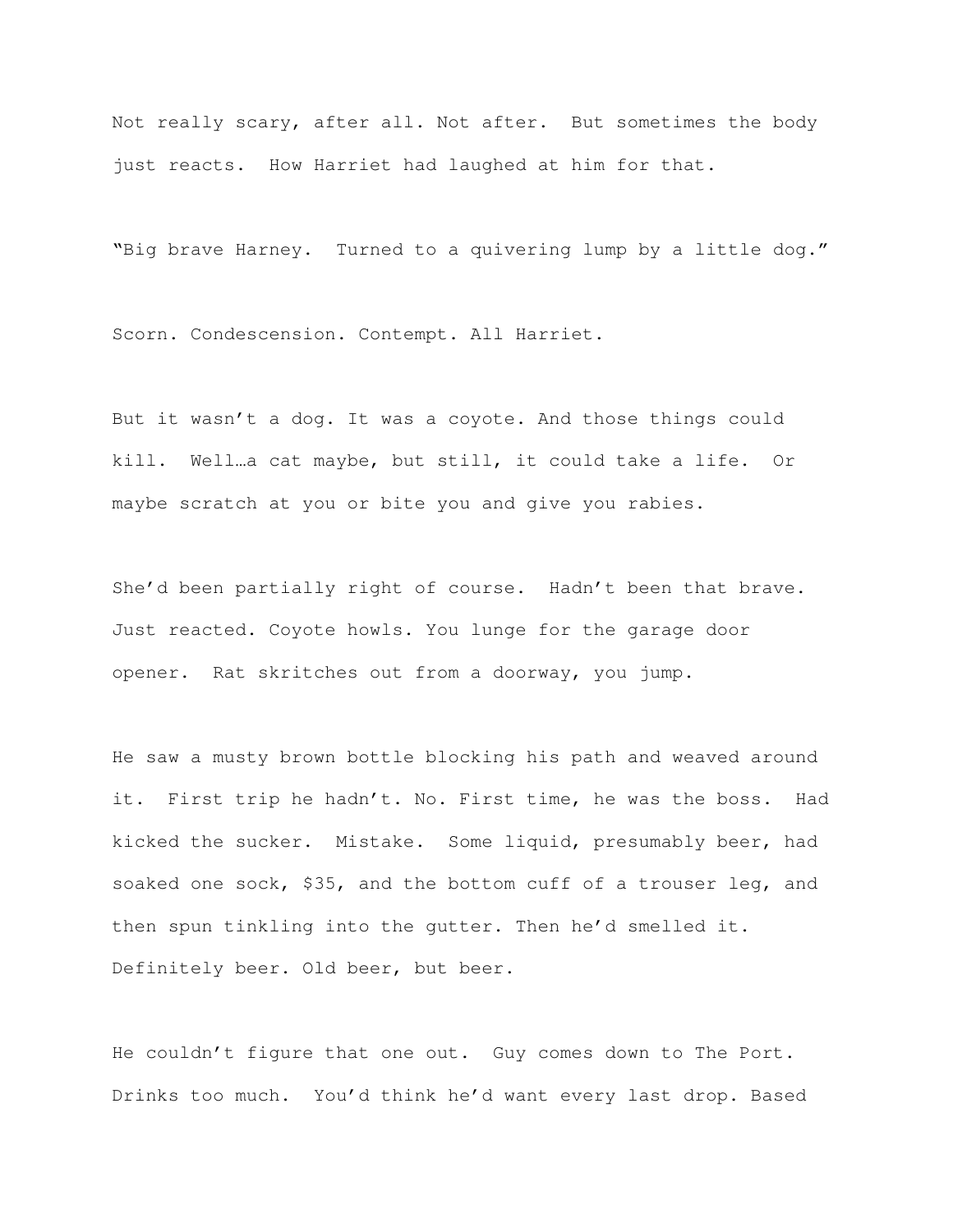Not really scary, after all. Not after.  But sometimes the body just reacts.  How Harriet had laughed at him for that.

"Big brave Harney.  Turned to a quivering lump by a little dog."

Scorn. Condescension. Contempt. All Harriet.

But it wasn't a dog. It was a coyote. And those things could kill.  Well…a cat maybe, but still, it could take a life.  Or maybe scratch at you or bite you and give you rabies.

She'd been partially right of course.  Hadn't been that brave. Just reacted. Coyote howls. You lunge for the garage door opener.  Rat skritches out from a doorway, you jump.

He saw a musty brown bottle blocking his path and weaved around it.  First trip he hadn't. No. First time, he was the boss.  Had kicked the sucker.  Mistake.  Some liquid, presumably beer, had soaked one sock, $35, and the bottom cuff of a trouser leg, and then spun tinkling into the gutter. Then he'd smelled it. Definitely beer. Old beer, but beer.

He couldn't figure that one out.  Guy comes down to The Port. Drinks too much.  You'd think he'd want every last drop. Based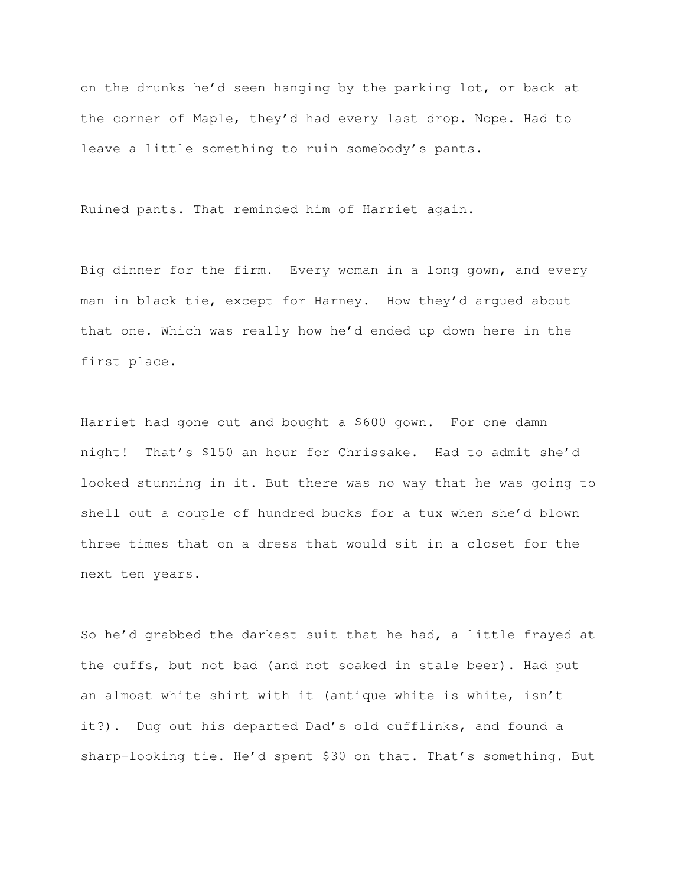on the drunks he'd seen hanging by the parking lot, or back at the corner of Maple, they'd had every last drop. Nope. Had to leave a little something to ruin somebody's pants.

Ruined pants. That reminded him of Harriet again.

Big dinner for the firm. Every woman in a long gown, and every man in black tie, except for Harney. How they'd argued about that one. Which was really how he'd ended up down here in the first place.

Harriet had gone out and bought a $600 gown. For one damn night! That's $150 an hour for Chrissake. Had to admit she'd looked stunning in it. But there was no way that he was going to shell out a couple of hundred bucks for a tux when she'd blown three times that on a dress that would sit in a closet for the next ten years.

So he'd grabbed the darkest suit that he had, a little frayed at the cuffs, but not bad (and not soaked in stale beer). Had put an almost white shirt with it (antique white is white, isn't it?). Dug out his departed Dad's old cufflinks, and found a sharp-looking tie. He'd spent $30 on that. That's something. But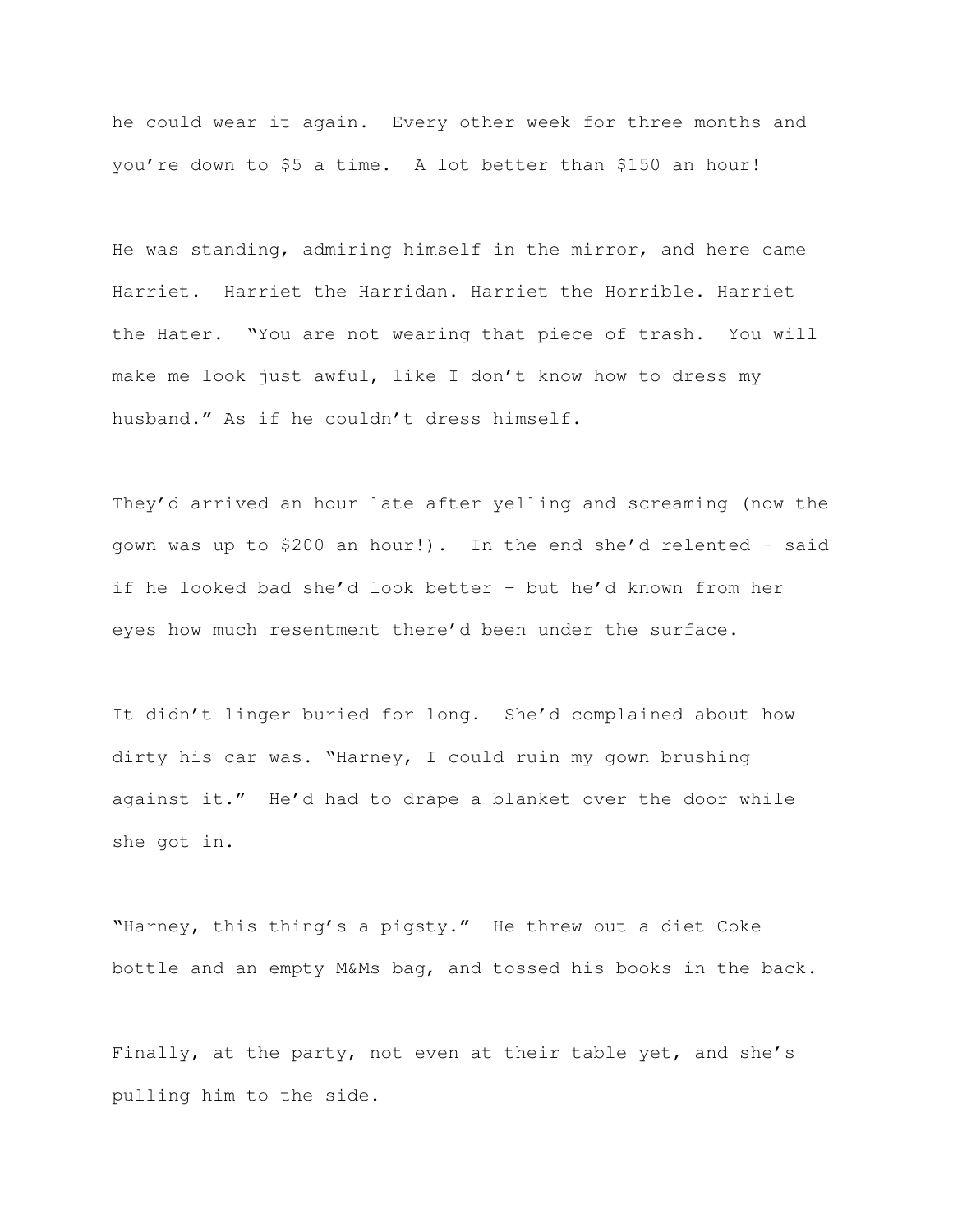he could wear it again. Every other week for three months and you're down to $5 a time. A lot better than $150 an hour!

He was standing, admiring himself in the mirror, and here came Harriet. Harriet the Harridan. Harriet the Horrible. Harriet the Hater. "You are not wearing that piece of trash. You will make me look just awful, like I don't know how to dress my husband." As if he couldn't dress himself.

They'd arrived an hour late after yelling and screaming (now the gown was up to $200 an hour!). In the end she'd relented – said if he looked bad she'd look better – but he'd known from her eyes how much resentment there'd been under the surface.

It didn't linger buried for long. She'd complained about how dirty his car was. "Harney, I could ruin my gown brushing against it." He'd had to drape a blanket over the door while she got in.

"Harney, this thing's a pigsty." He threw out a diet Coke bottle and an empty M&Ms bag, and tossed his books in the back.

Finally, at the party, not even at their table yet, and she's pulling him to the side.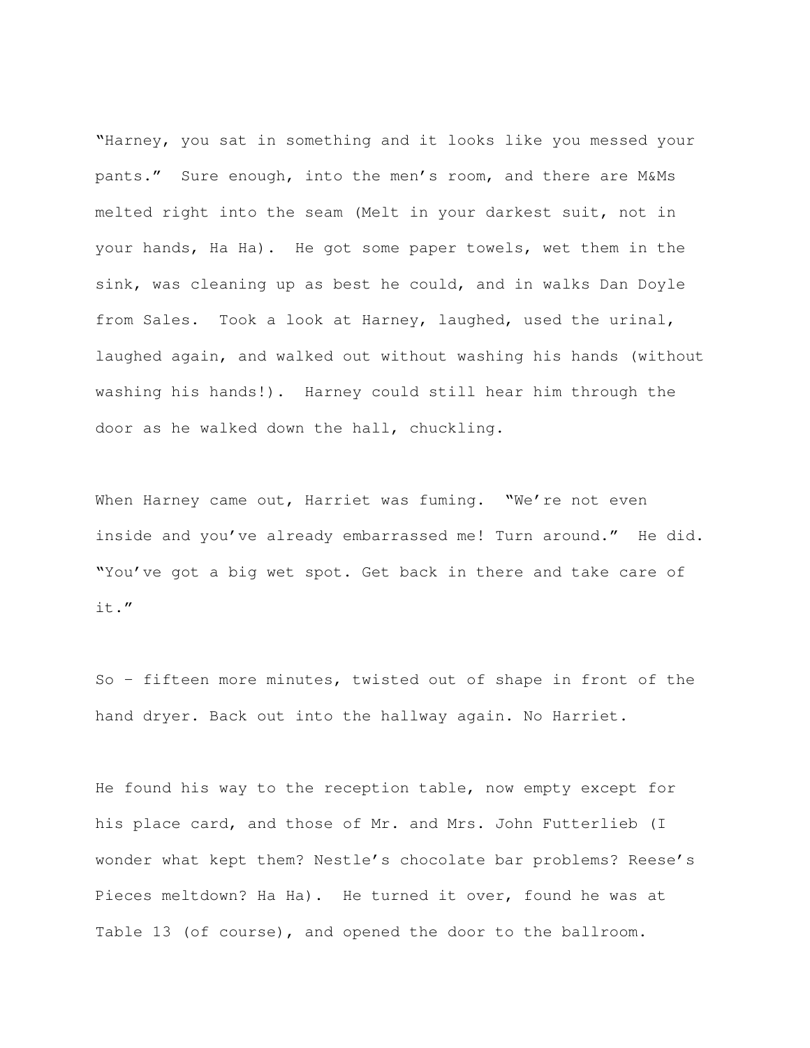"Harney, you sat in something and it looks like you messed your pants." Sure enough, into the men's room, and there are M&Ms melted right into the seam (Melt in your darkest suit, not in your hands, Ha Ha). He got some paper towels, wet them in the sink, was cleaning up as best he could, and in walks Dan Doyle from Sales. Took a look at Harney, laughed, used the urinal, laughed again, and walked out without washing his hands (without washing his hands!). Harney could still hear him through the door as he walked down the hall, chuckling.

When Harney came out, Harriet was fuming. "We're not even inside and you've already embarrassed me! Turn around." He did. "You've got a big wet spot. Get back in there and take care of it."

So – fifteen more minutes, twisted out of shape in front of the hand dryer. Back out into the hallway again. No Harriet.

He found his way to the reception table, now empty except for his place card, and those of Mr. and Mrs. John Futterlieb (I wonder what kept them? Nestle's chocolate bar problems? Reese's Pieces meltdown? Ha Ha). He turned it over, found he was at Table 13 (of course), and opened the door to the ballroom.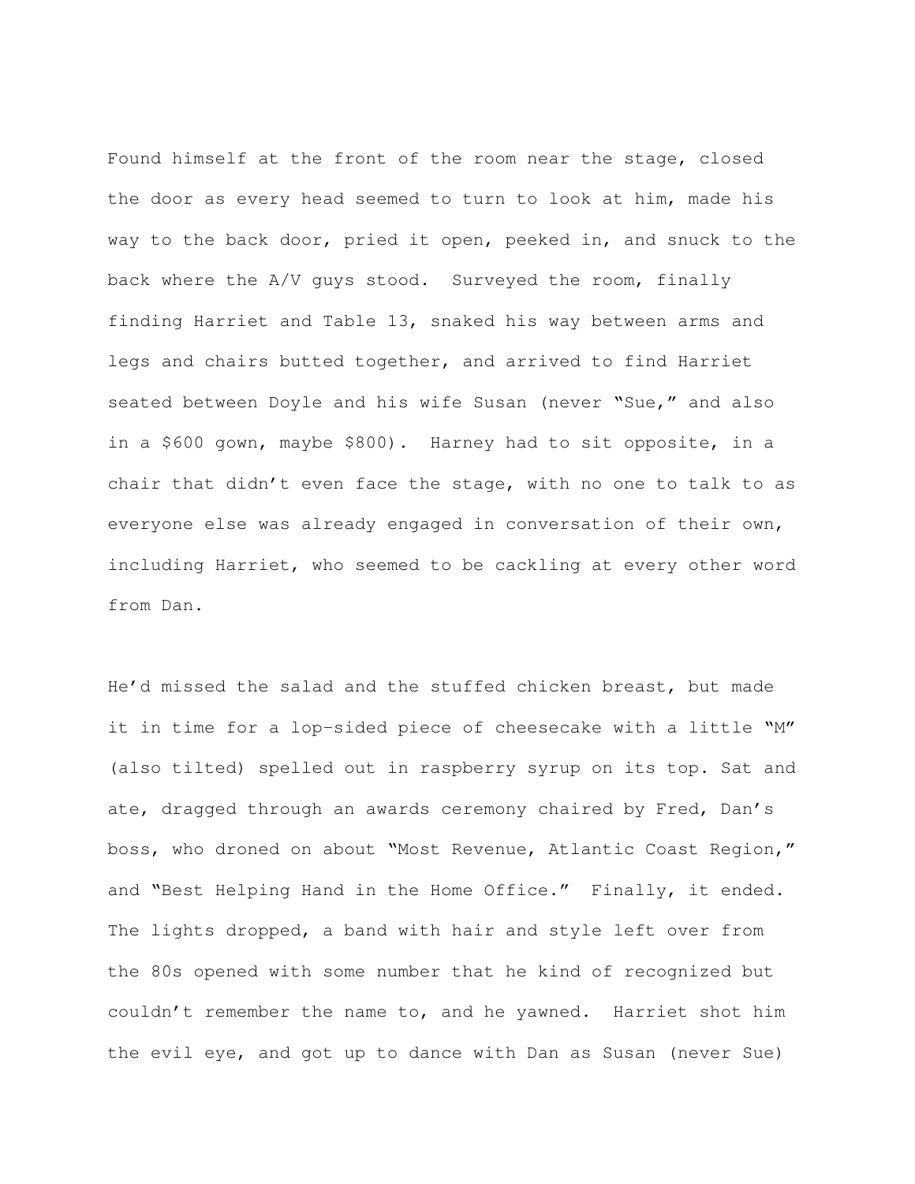Found himself at the front of the room near the stage, closed the door as every head seemed to turn to look at him, made his way to the back door, pried it open, peeked in, and snuck to the back where the A/V guys stood.  Surveyed the room, finally finding Harriet and Table 13, snaked his way between arms and legs and chairs butted together, and arrived to find Harriet seated between Doyle and his wife Susan (never "Sue," and also in a $600 gown, maybe $800).  Harney had to sit opposite, in a chair that didn't even face the stage, with no one to talk to as everyone else was already engaged in conversation of their own, including Harriet, who seemed to be cackling at every other word from Dan.

He'd missed the salad and the stuffed chicken breast, but made it in time for a lop-sided piece of cheesecake with a little "M" (also tilted) spelled out in raspberry syrup on its top. Sat and ate, dragged through an awards ceremony chaired by Fred, Dan's boss, who droned on about "Most Revenue, Atlantic Coast Region," and "Best Helping Hand in the Home Office."  Finally, it ended. The lights dropped, a band with hair and style left over from the 80s opened with some number that he kind of recognized but couldn't remember the name to, and he yawned.  Harriet shot him the evil eye, and got up to dance with Dan as Susan (never Sue)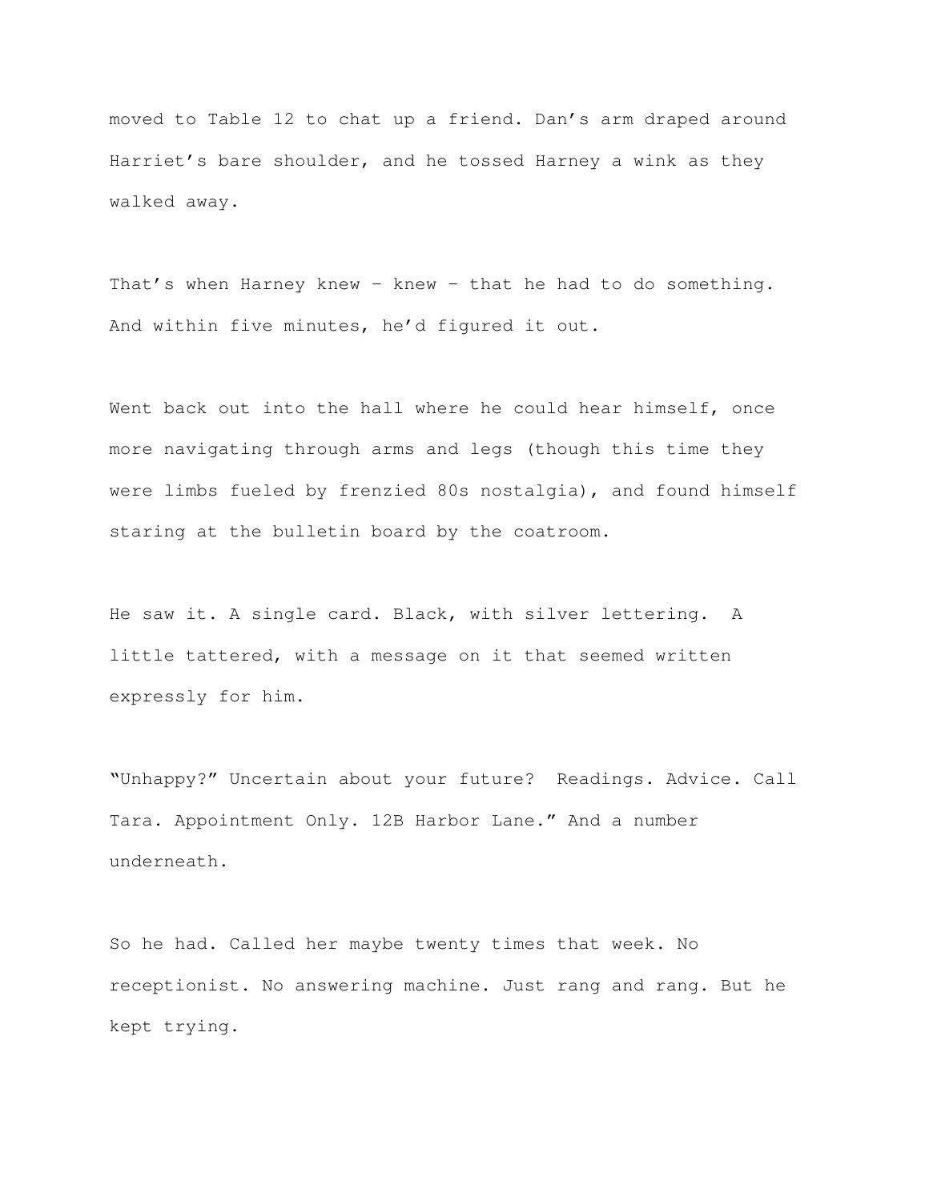moved to Table 12 to chat up a friend. Dan’s arm draped around Harriet’s bare shoulder, and he tossed Harney a wink as they walked away.

That’s when Harney knew – knew – that he had to do something. And within five minutes, he’d figured it out.

Went back out into the hall where he could hear himself, once more navigating through arms and legs (though this time they were limbs fueled by frenzied 80s nostalgia), and found himself staring at the bulletin board by the coatroom.

He saw it. A single card. Black, with silver lettering. A little tattered, with a message on it that seemed written expressly for him.

“Unhappy?” Uncertain about your future? Readings. Advice. Call Tara. Appointment Only. 12B Harbor Lane.” And a number underneath.

So he had. Called her maybe twenty times that week. No receptionist. No answering machine. Just rang and rang. But he kept trying.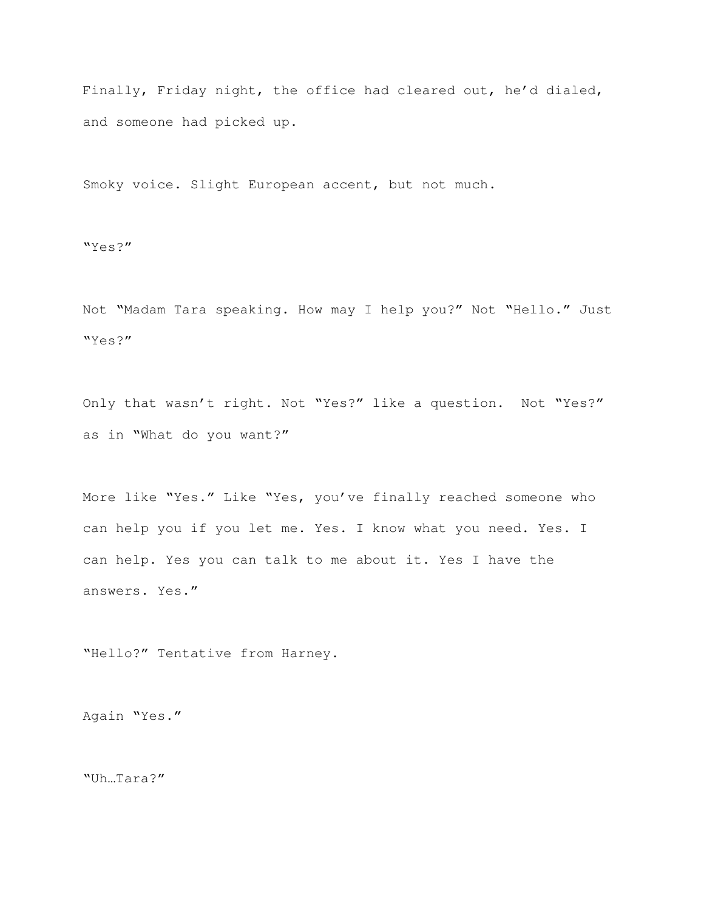Finally, Friday night, the office had cleared out, he'd dialed, and someone had picked up.

Smoky voice. Slight European accent, but not much.

"Yes?"

Not "Madam Tara speaking. How may I help you?" Not "Hello." Just "Yes?"

Only that wasn't right. Not "Yes?" like a question.  Not "Yes?" as in "What do you want?"

More like "Yes." Like "Yes, you've finally reached someone who can help you if you let me. Yes. I know what you need. Yes. I can help. Yes you can talk to me about it. Yes I have the answers. Yes."

"Hello?" Tentative from Harney.

Again "Yes."

"Uh…Tara?"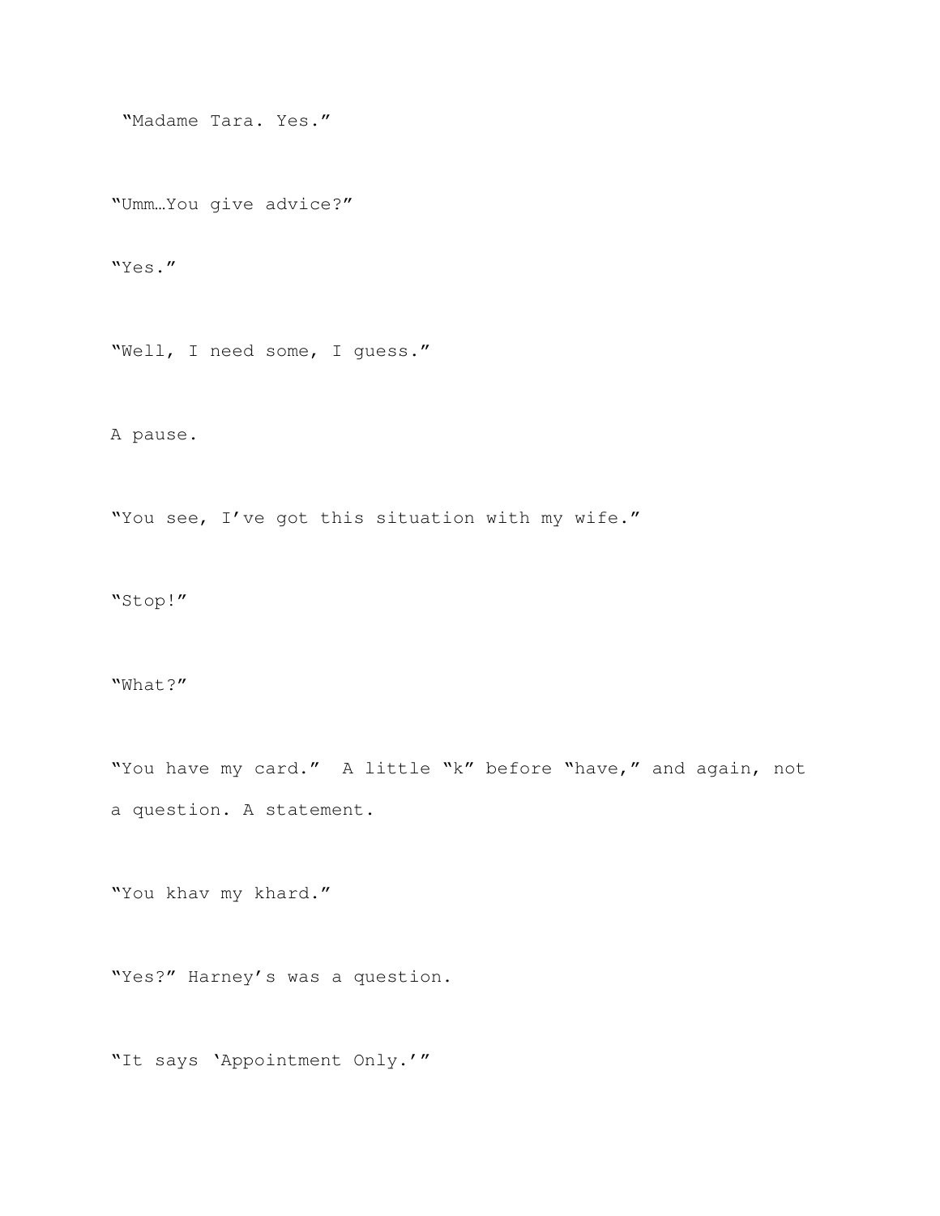"Madame Tara. Yes."

"Umm…You give advice?"

"Yes."

"Well, I need some, I guess."

A pause.

"You see, I've got this situation with my wife."

"Stop!"

"What?"

"You have my card."  A little "k" before "have," and again, not a question. A statement.

"You khav my khard."

"Yes?" Harney's was a question.

"It says 'Appointment Only.'"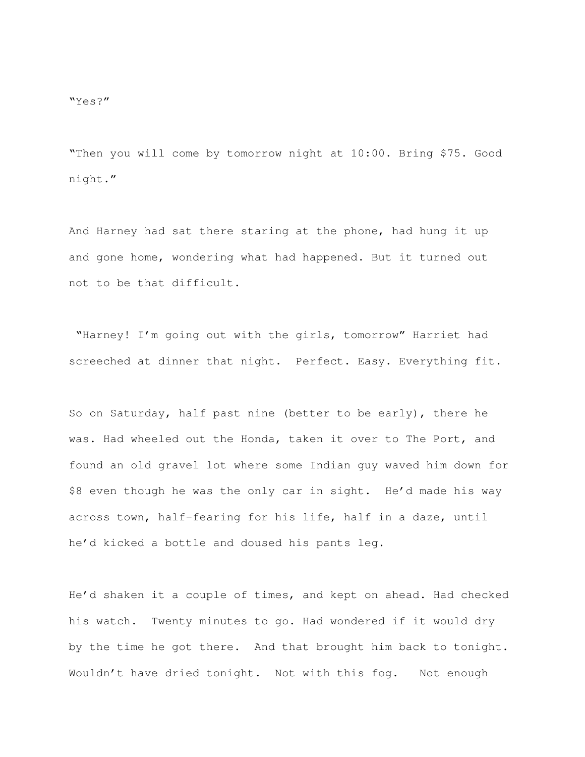"Yes?"

"Then you will come by tomorrow night at 10:00. Bring $75. Good night."

And Harney had sat there staring at the phone, had hung it up and gone home, wondering what had happened. But it turned out not to be that difficult.

"Harney! I'm going out with the girls, tomorrow" Harriet had screeched at dinner that night. Perfect. Easy. Everything fit.

So on Saturday, half past nine (better to be early), there he was. Had wheeled out the Honda, taken it over to The Port, and found an old gravel lot where some Indian guy waved him down for $8 even though he was the only car in sight. He'd made his way across town, half-fearing for his life, half in a daze, until he'd kicked a bottle and doused his pants leg.

He'd shaken it a couple of times, and kept on ahead. Had checked his watch. Twenty minutes to go. Had wondered if it would dry by the time he got there. And that brought him back to tonight. Wouldn't have dried tonight. Not with this fog. Not enough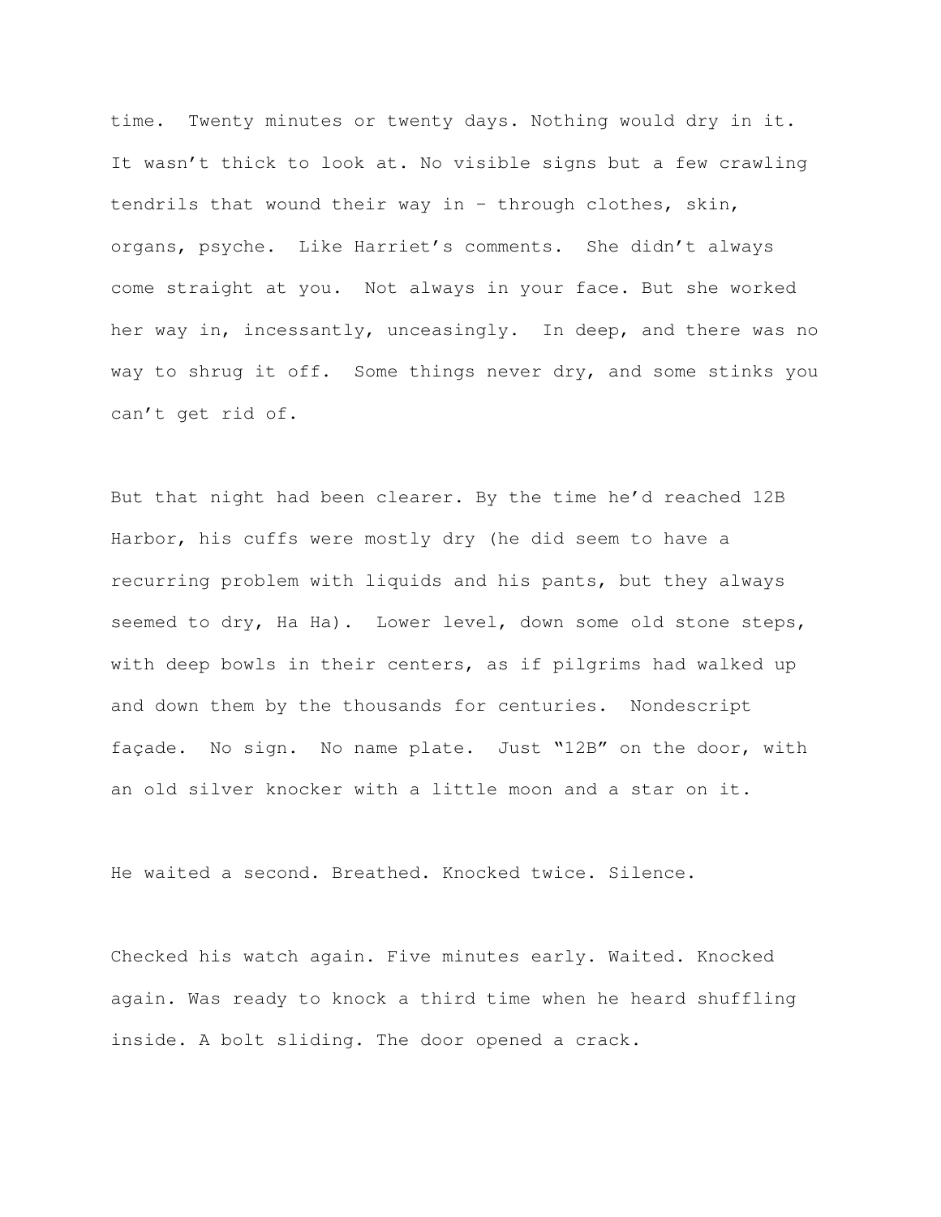time. Twenty minutes or twenty days. Nothing would dry in it. It wasn't thick to look at. No visible signs but a few crawling tendrils that wound their way in – through clothes, skin, organs, psyche. Like Harriet's comments. She didn't always come straight at you. Not always in your face. But she worked her way in, incessantly, unceasingly. In deep, and there was no way to shrug it off. Some things never dry, and some stinks you can't get rid of.

But that night had been clearer. By the time he'd reached 12B Harbor, his cuffs were mostly dry (he did seem to have a recurring problem with liquids and his pants, but they always seemed to dry, Ha Ha). Lower level, down some old stone steps, with deep bowls in their centers, as if pilgrims had walked up and down them by the thousands for centuries. Nondescript façade. No sign. No name plate. Just "12B" on the door, with an old silver knocker with a little moon and a star on it.

He waited a second. Breathed. Knocked twice. Silence.

Checked his watch again. Five minutes early. Waited. Knocked again. Was ready to knock a third time when he heard shuffling inside. A bolt sliding. The door opened a crack.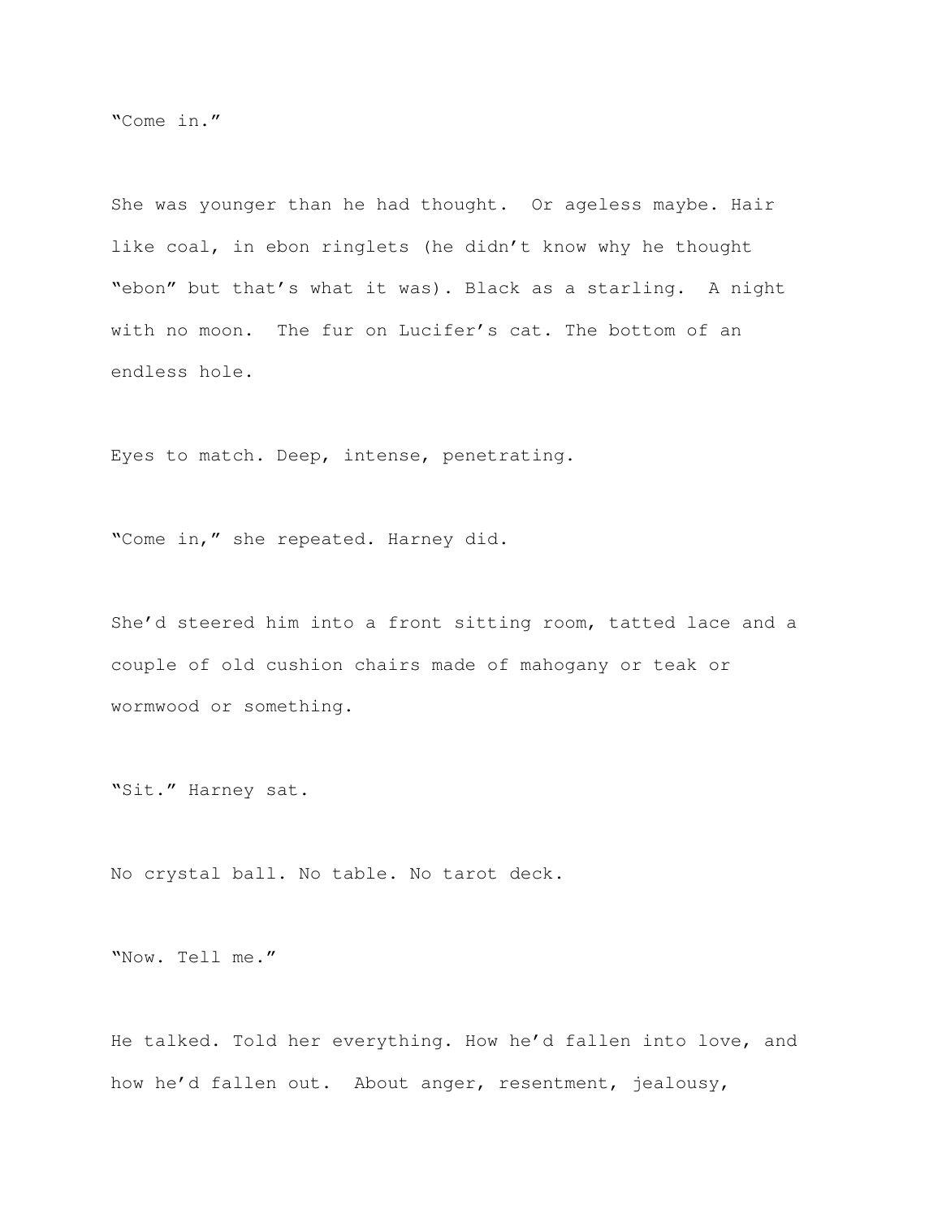"Come in."

She was younger than he had thought. Or ageless maybe. Hair like coal, in ebon ringlets (he didn't know why he thought "ebon" but that's what it was). Black as a starling. A night with no moon. The fur on Lucifer's cat. The bottom of an endless hole.

Eyes to match. Deep, intense, penetrating.

"Come in," she repeated. Harney did.

She'd steered him into a front sitting room, tatted lace and a couple of old cushion chairs made of mahogany or teak or wormwood or something.

"Sit." Harney sat.

No crystal ball. No table. No tarot deck.

"Now. Tell me."

He talked. Told her everything. How he'd fallen into love, and how he'd fallen out. About anger, resentment, jealousy,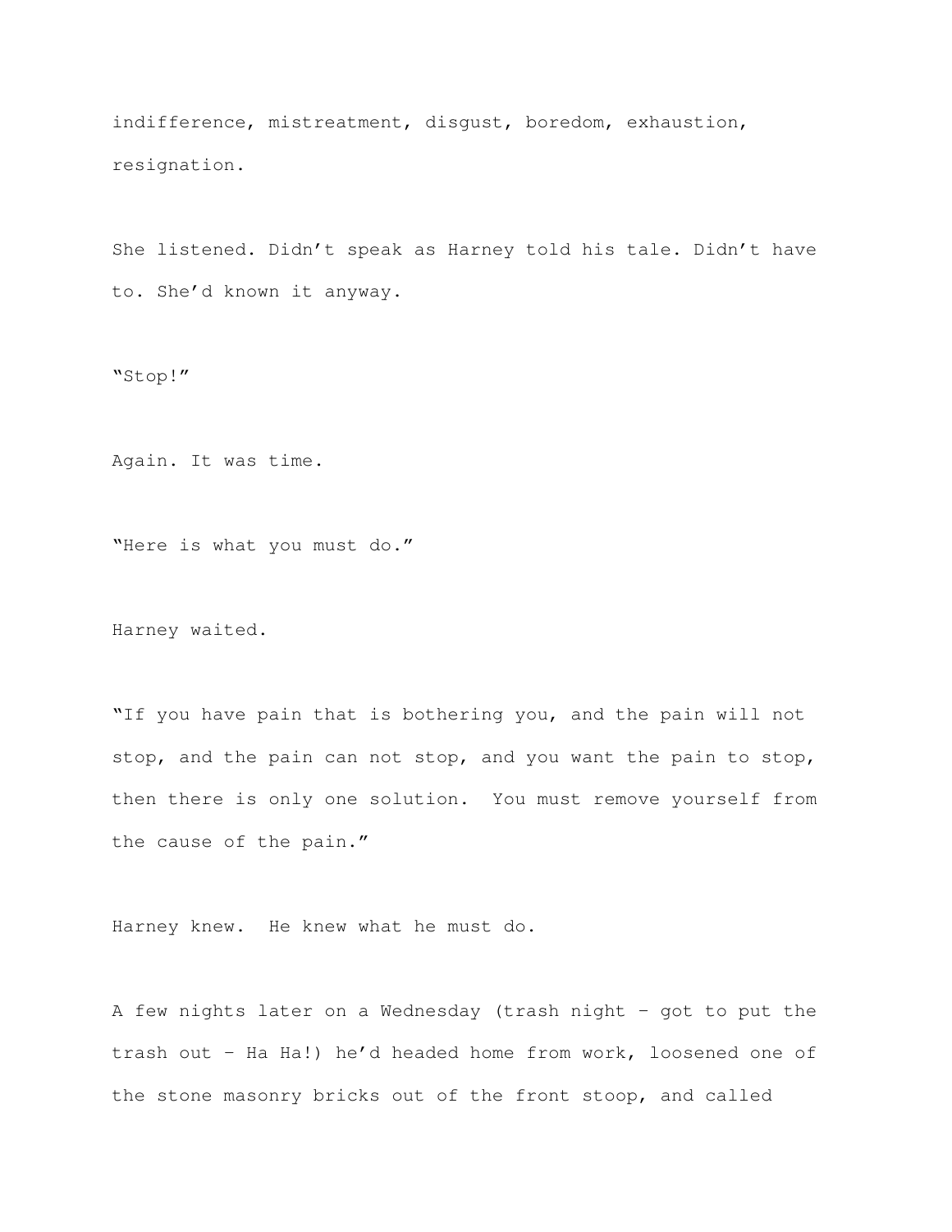indifference, mistreatment, disgust, boredom, exhaustion, resignation.

She listened. Didn't speak as Harney told his tale. Didn't have to. She'd known it anyway.

"Stop!"

Again. It was time.

"Here is what you must do."

Harney waited.

"If you have pain that is bothering you, and the pain will not stop, and the pain can not stop, and you want the pain to stop, then there is only one solution. You must remove yourself from the cause of the pain."

Harney knew. He knew what he must do.

A few nights later on a Wednesday (trash night – got to put the trash out – Ha Ha!) he'd headed home from work, loosened one of the stone masonry bricks out of the front stoop, and called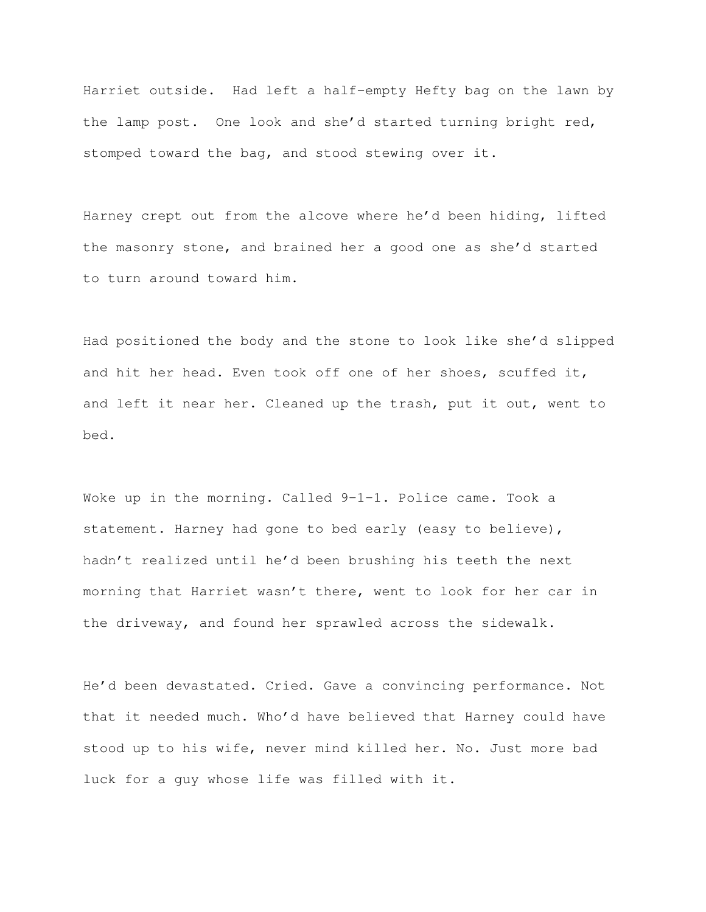Harriet outside. Had left a half-empty Hefty bag on the lawn by the lamp post. One look and she'd started turning bright red, stomped toward the bag, and stood stewing over it.

Harney crept out from the alcove where he'd been hiding, lifted the masonry stone, and brained her a good one as she'd started to turn around toward him.

Had positioned the body and the stone to look like she'd slipped and hit her head. Even took off one of her shoes, scuffed it, and left it near her. Cleaned up the trash, put it out, went to bed.

Woke up in the morning. Called 9-1-1. Police came. Took a statement. Harney had gone to bed early (easy to believe), hadn't realized until he'd been brushing his teeth the next morning that Harriet wasn't there, went to look for her car in the driveway, and found her sprawled across the sidewalk.

He'd been devastated. Cried. Gave a convincing performance. Not that it needed much. Who'd have believed that Harney could have stood up to his wife, never mind killed her. No. Just more bad luck for a guy whose life was filled with it.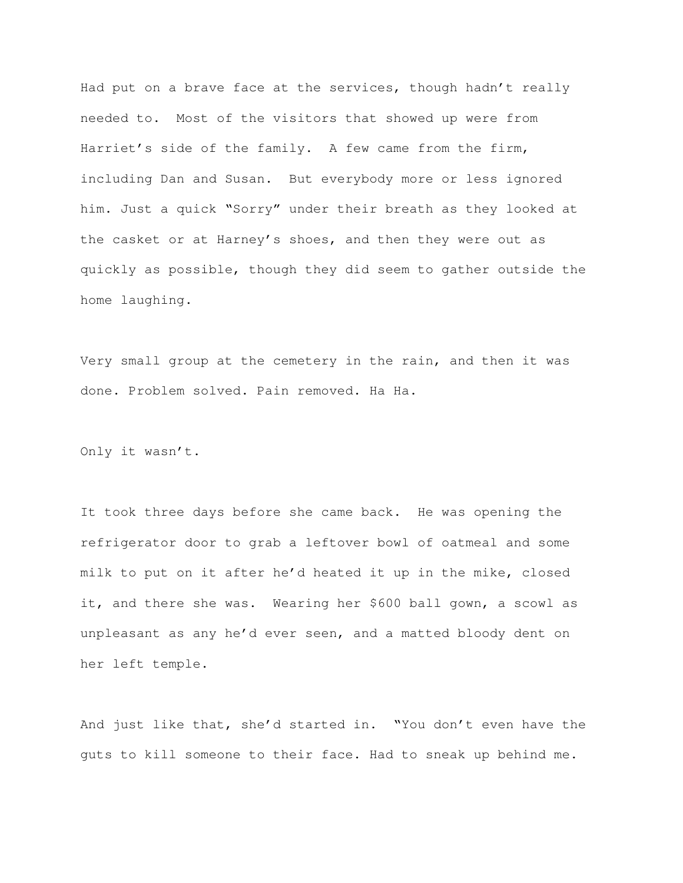Had put on a brave face at the services, though hadn't really needed to. Most of the visitors that showed up were from Harriet's side of the family. A few came from the firm, including Dan and Susan. But everybody more or less ignored him. Just a quick "Sorry" under their breath as they looked at the casket or at Harney's shoes, and then they were out as quickly as possible, though they did seem to gather outside the home laughing.

Very small group at the cemetery in the rain, and then it was done. Problem solved. Pain removed. Ha Ha.

Only it wasn't.

It took three days before she came back. He was opening the refrigerator door to grab a leftover bowl of oatmeal and some milk to put on it after he'd heated it up in the mike, closed it, and there she was. Wearing her $600 ball gown, a scowl as unpleasant as any he'd ever seen, and a matted bloody dent on her left temple.

And just like that, she'd started in. "You don't even have the guts to kill someone to their face. Had to sneak up behind me.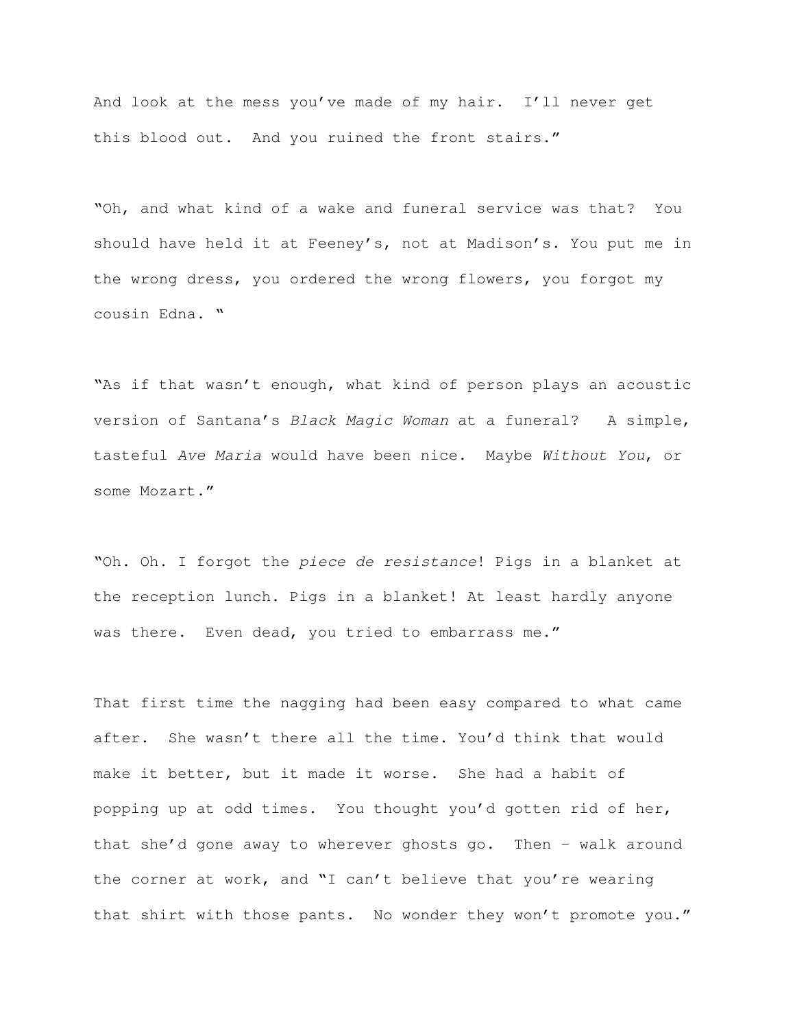And look at the mess you've made of my hair. I'll never get this blood out. And you ruined the front stairs."

"Oh, and what kind of a wake and funeral service was that? You should have held it at Feeney's, not at Madison's. You put me in the wrong dress, you ordered the wrong flowers, you forgot my cousin Edna. "

"As if that wasn't enough, what kind of person plays an acoustic version of Santana's *Black Magic Woman* at a funeral? A simple, tasteful *Ave Maria* would have been nice. Maybe *Without You*, or some Mozart."

"Oh. Oh. I forgot the *piece de resistance*! Pigs in a blanket at the reception lunch. Pigs in a blanket! At least hardly anyone was there. Even dead, you tried to embarrass me."

That first time the nagging had been easy compared to what came after. She wasn't there all the time. You'd think that would make it better, but it made it worse. She had a habit of popping up at odd times. You thought you'd gotten rid of her, that she'd gone away to wherever ghosts go. Then – walk around the corner at work, and "I can't believe that you're wearing that shirt with those pants. No wonder they won't promote you."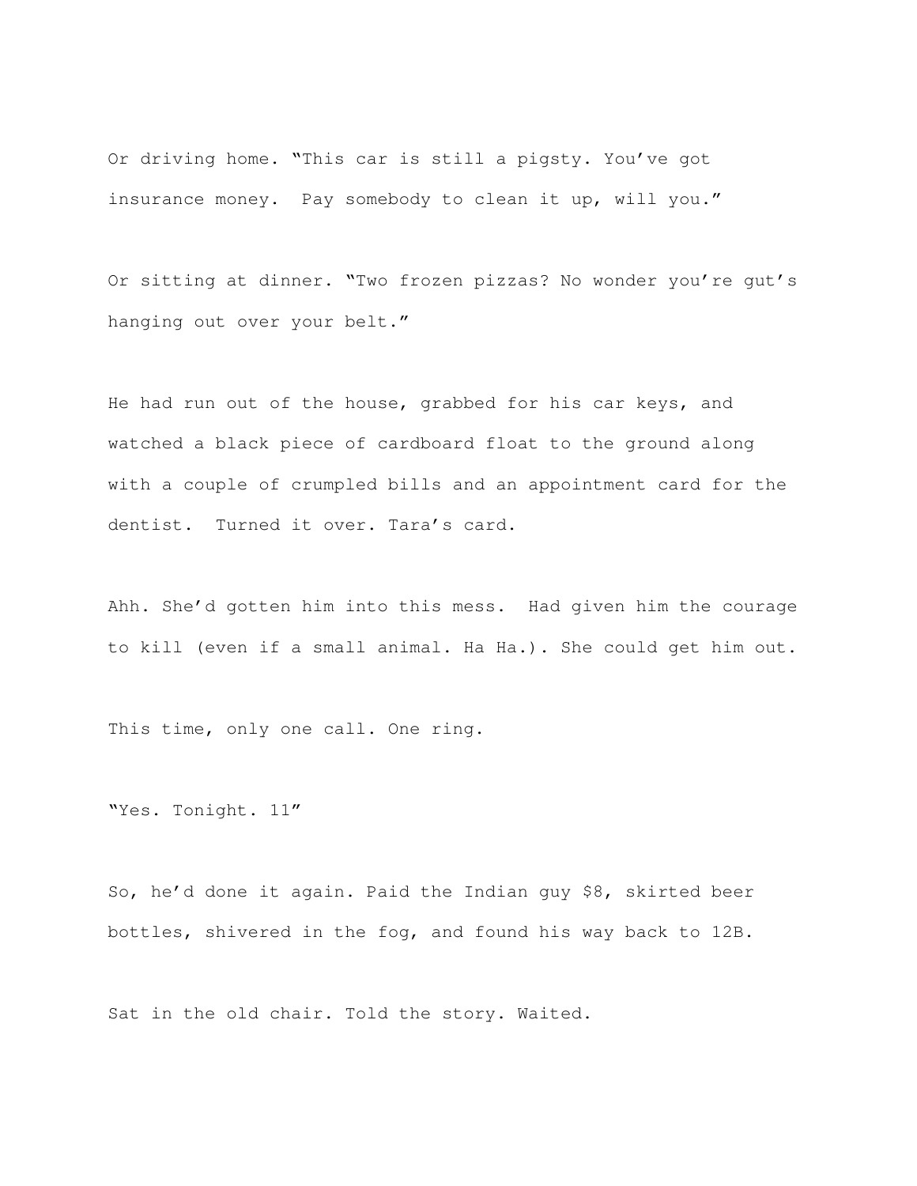Or driving home. “This car is still a pigsty. You’ve got insurance money.  Pay somebody to clean it up, will you.”

Or sitting at dinner. “Two frozen pizzas? No wonder you’re gut’s hanging out over your belt.”

He had run out of the house, grabbed for his car keys, and watched a black piece of cardboard float to the ground along with a couple of crumpled bills and an appointment card for the dentist.  Turned it over. Tara’s card.

Ahh. She’d gotten him into this mess.  Had given him the courage to kill (even if a small animal. Ha Ha.). She could get him out.

This time, only one call. One ring.

“Yes. Tonight. 11”

So, he’d done it again. Paid the Indian guy $8, skirted beer bottles, shivered in the fog, and found his way back to 12B.

Sat in the old chair. Told the story. Waited.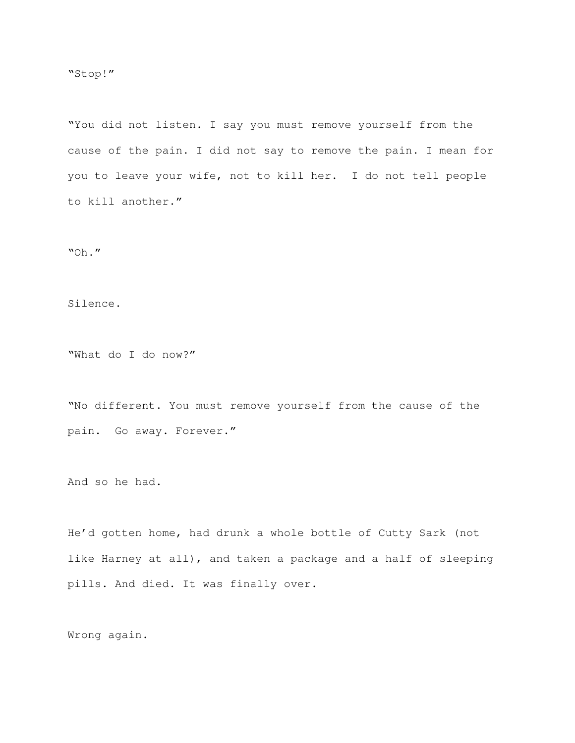"Stop!"

"You did not listen. I say you must remove yourself from the cause of the pain. I did not say to remove the pain. I mean for you to leave your wife, not to kill her. I do not tell people to kill another."

"Oh."

Silence.

"What do I do now?"

"No different. You must remove yourself from the cause of the pain. Go away. Forever."

And so he had.

He'd gotten home, had drunk a whole bottle of Cutty Sark (not like Harney at all), and taken a package and a half of sleeping pills. And died. It was finally over.

Wrong again.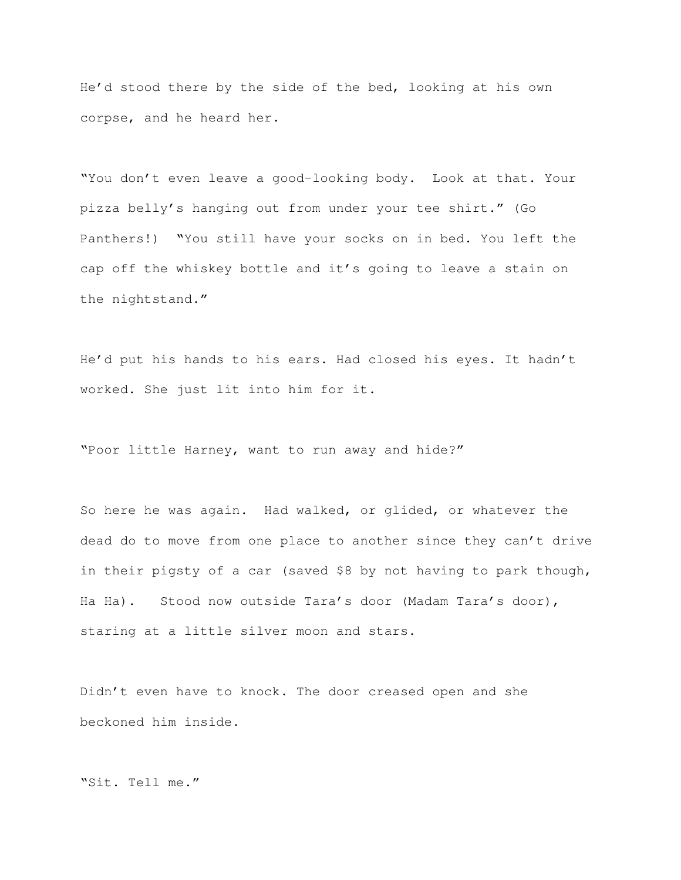He'd stood there by the side of the bed, looking at his own corpse, and he heard her.

"You don't even leave a good-looking body.  Look at that. Your pizza belly's hanging out from under your tee shirt." (Go Panthers!)  "You still have your socks on in bed. You left the cap off the whiskey bottle and it's going to leave a stain on the nightstand."

He'd put his hands to his ears. Had closed his eyes. It hadn't worked. She just lit into him for it.

"Poor little Harney, want to run away and hide?"

So here he was again.  Had walked, or glided, or whatever the dead do to move from one place to another since they can't drive in their pigsty of a car (saved $8 by not having to park though, Ha Ha).   Stood now outside Tara's door (Madam Tara's door), staring at a little silver moon and stars.

Didn't even have to knock. The door creased open and she beckoned him inside.

"Sit. Tell me."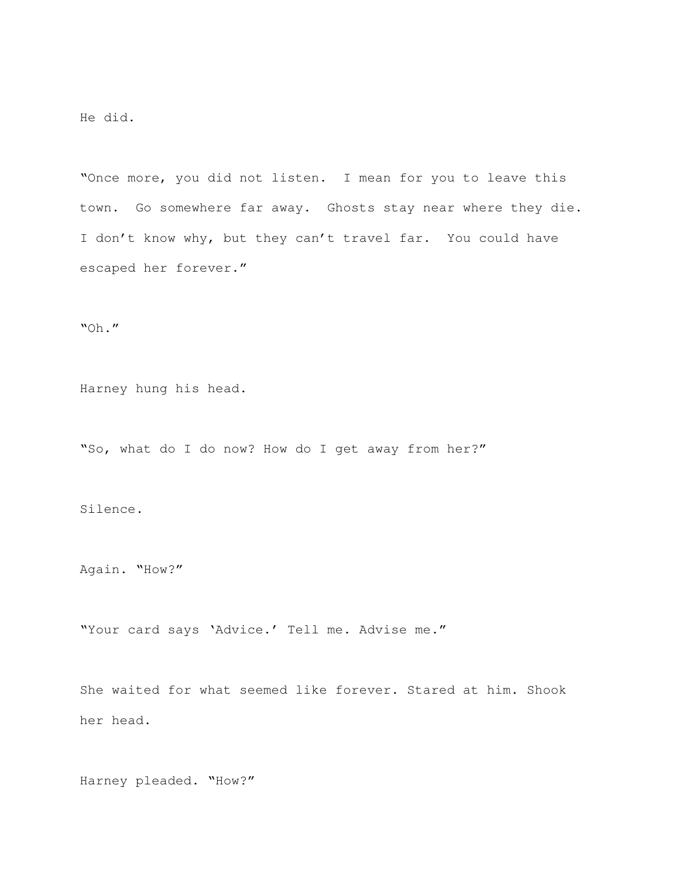He did.

"Once more, you did not listen.  I mean for you to leave this town.  Go somewhere far away.  Ghosts stay near where they die.  I don't know why, but they can't travel far.  You could have escaped her forever."

"Oh."

Harney hung his head.

"So, what do I do now? How do I get away from her?"

Silence.

Again. "How?"

"Your card says 'Advice.' Tell me. Advise me."

She waited for what seemed like forever. Stared at him. Shook her head.

Harney pleaded. "How?"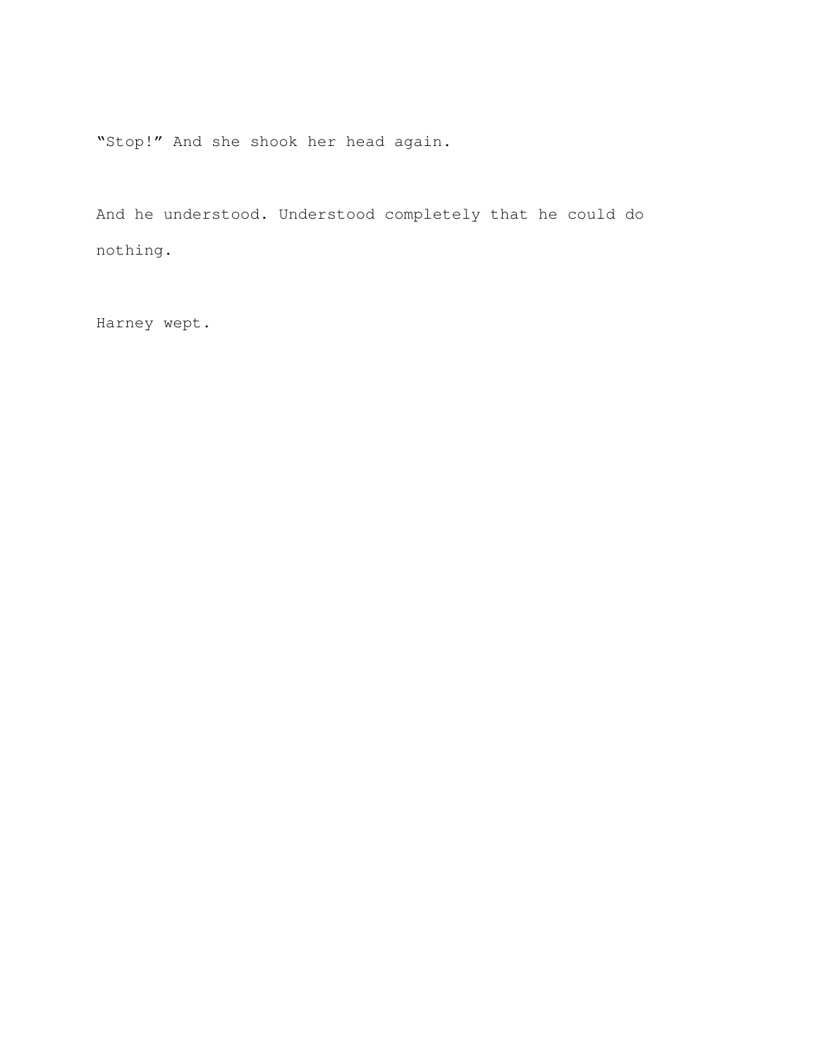"Stop!" And she shook her head again.

And he understood. Understood completely that he could do nothing.

Harney wept.